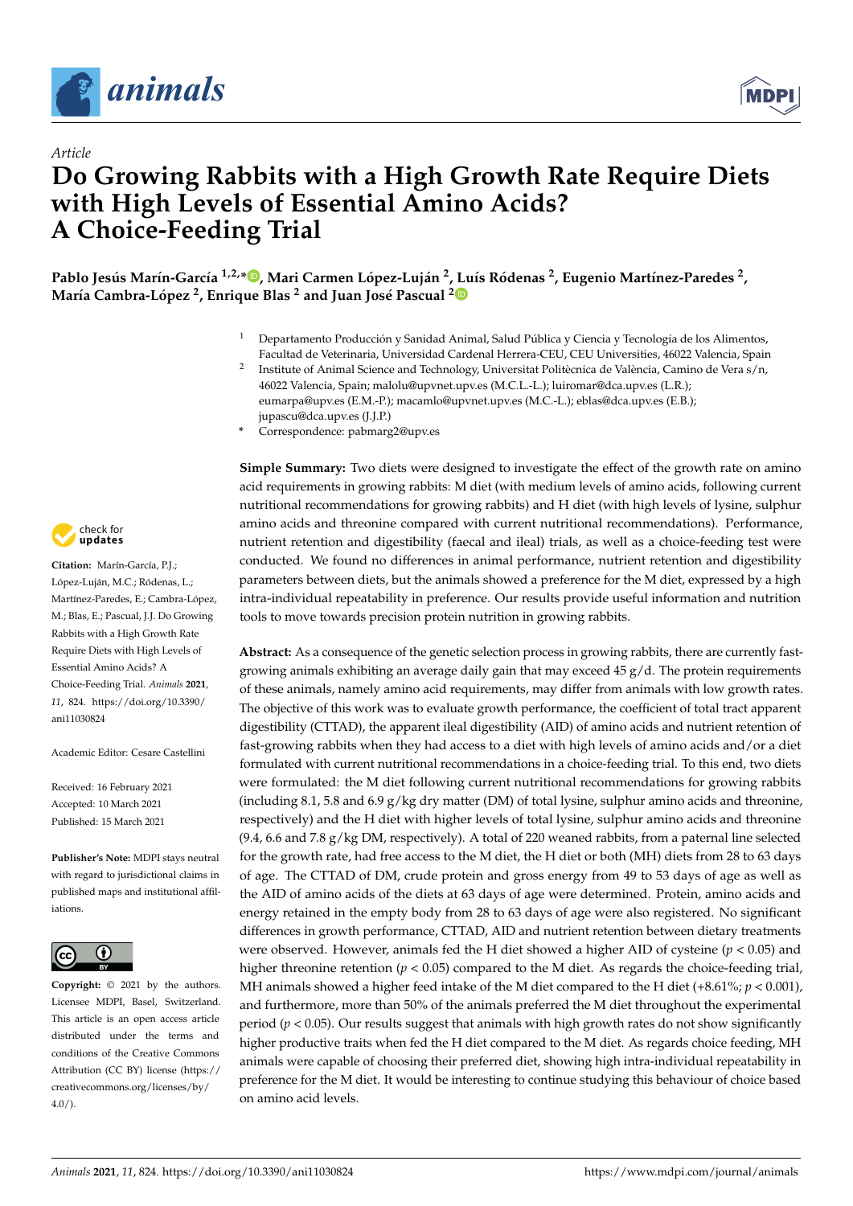*Article*

# Do Growing Rabbits with a High Growth Rate Require Diets with High Levels of Essential Amino Acids? A Choice-Feeding Trial

**Pablo Jesús Marín-García [1,2,*], Mari Carmen López-Luján [2], Luís Ródenas [2], Eugenio Martínez-Paredes [2], María Cambra-López [2], Enrique Blas [2] and Juan José Pascual [2]**

[1] Departamento Producción y Sanidad Animal, Salud Pública y Ciencia y Tecnología de los Alimentos, Facultad de Veterinaria, Universidad Cardenal Herrera-CEU, CEU Universities, 46022 Valencia, Spain

[2] Institute of Animal Science and Technology, Universitat Politècnica de València, Camino de Vera s/n, 46022 Valencia, Spain; malolu@upvnet.upv.es (M.C.L.-L.); luiromar@dca.upv.es (L.R.); eumarpa@upv.es (E.M.-P.); macamlo@upvnet.upv.es (M.C.-L.); eblas@dca.upv.es (E.B.); jupascu@dca.upv.es (J.J.P.)

\* Correspondence: pabmarg2@upv.es

**Citation:** Marín-García, P.J.; López-Luján, M.C.; Ródenas, L.; Martínez-Paredes, E.; Cambra-López, M.; Blas, E.; Pascual, J.J. Do Growing Rabbits with a High Growth Rate Require Diets with High Levels of Essential Amino Acids? A Choice-Feeding Trial. *Animals* **2021**, *11*, 824. https://doi.org/10.3390/ani11030824

Academic Editor: Cesare Castellini

Received: 16 February 2021
Accepted: 10 March 2021
Published: 15 March 2021

**Publisher's Note:** MDPI stays neutral with regard to jurisdictional claims in published maps and institutional affiliations.

**Copyright:** © 2021 by the authors. Licensee MDPI, Basel, Switzerland. This article is an open access article distributed under the terms and conditions of the Creative Commons Attribution (CC BY) license (https://creativecommons.org/licenses/by/4.0/).

**Simple Summary:** Two diets were designed to investigate the effect of the growth rate on amino acid requirements in growing rabbits: M diet (with medium levels of amino acids, following current nutritional recommendations for growing rabbits) and H diet (with high levels of lysine, sulphur amino acids and threonine compared with current nutritional recommendations). Performance, nutrient retention and digestibility (faecal and ileal) trials, as well as a choice-feeding test were conducted. We found no differences in animal performance, nutrient retention and digestibility parameters between diets, but the animals showed a preference for the M diet, expressed by a high intra-individual repeatability in preference. Our results provide useful information and nutrition tools to move towards precision protein nutrition in growing rabbits.

**Abstract:** As a consequence of the genetic selection process in growing rabbits, there are currently fast-growing animals exhibiting an average daily gain that may exceed 45 g/d. The protein requirements of these animals, namely amino acid requirements, may differ from animals with low growth rates. The objective of this work was to evaluate growth performance, the coefficient of total tract apparent digestibility (CTTAD), the apparent ileal digestibility (AID) of amino acids and nutrient retention of fast-growing rabbits when they had access to a diet with high levels of amino acids and/or a diet formulated with current nutritional recommendations in a choice-feeding trial. To this end, two diets were formulated: the M diet following current nutritional recommendations for growing rabbits (including 8.1, 5.8 and 6.9 g/kg dry matter (DM) of total lysine, sulphur amino acids and threonine, respectively) and the H diet with higher levels of total lysine, sulphur amino acids and threonine (9.4, 6.6 and 7.8 g/kg DM, respectively). A total of 220 weaned rabbits, from a paternal line selected for the growth rate, had free access to the M diet, the H diet or both (MH) diets from 28 to 63 days of age. The CTTAD of DM, crude protein and gross energy from 49 to 53 days of age as well as the AID of amino acids of the diets at 63 days of age were determined. Protein, amino acids and energy retained in the empty body from 28 to 63 days of age were also registered. No significant differences in growth performance, CTTAD, AID and nutrient retention between dietary treatments were observed. However, animals fed the H diet showed a higher AID of cysteine ($p < 0.05$) and higher threonine retention ($p < 0.05$) compared to the M diet. As regards the choice-feeding trial, MH animals showed a higher feed intake of the M diet compared to the H diet (+8.61%; $p < 0.001$), and furthermore, more than 50% of the animals preferred the M diet throughout the experimental period ($p < 0.05$). Our results suggest that animals with high growth rates do not show significantly higher productive traits when fed the H diet compared to the M diet. As regards choice feeding, MH animals were capable of choosing their preferred diet, showing high intra-individual repeatability in preference for the M diet. It would be interesting to continue studying this behaviour of choice based on amino acid levels.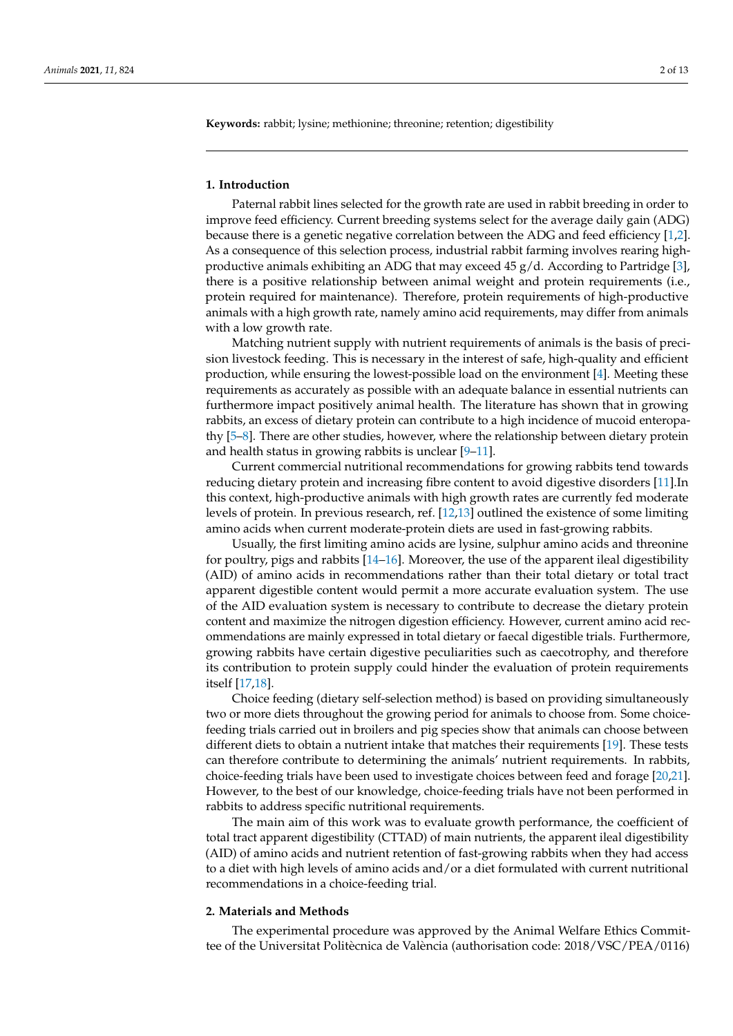**Keywords:** rabbit; lysine; methionine; threonine; retention; digestibility

## 1. Introduction

Paternal rabbit lines selected for the growth rate are used in rabbit breeding in order to improve feed efficiency. Current breeding systems select for the average daily gain (ADG) because there is a genetic negative correlation between the ADG and feed efficiency [1,2]. As a consequence of this selection process, industrial rabbit farming involves rearing high-productive animals exhibiting an ADG that may exceed 45 g/d. According to Partridge [3], there is a positive relationship between animal weight and protein requirements (i.e., protein required for maintenance). Therefore, protein requirements of high-productive animals with a high growth rate, namely amino acid requirements, may differ from animals with a low growth rate.

Matching nutrient supply with nutrient requirements of animals is the basis of precision livestock feeding. This is necessary in the interest of safe, high-quality and efficient production, while ensuring the lowest-possible load on the environment [4]. Meeting these requirements as accurately as possible with an adequate balance in essential nutrients can furthermore impact positively animal health. The literature has shown that in growing rabbits, an excess of dietary protein can contribute to a high incidence of mucoid enteropathy [5–8]. There are other studies, however, where the relationship between dietary protein and health status in growing rabbits is unclear [9–11].

Current commercial nutritional recommendations for growing rabbits tend towards reducing dietary protein and increasing fibre content to avoid digestive disorders [11].In this context, high-productive animals with high growth rates are currently fed moderate levels of protein. In previous research, ref. [12,13] outlined the existence of some limiting amino acids when current moderate-protein diets are used in fast-growing rabbits.

Usually, the first limiting amino acids are lysine, sulphur amino acids and threonine for poultry, pigs and rabbits [14–16]. Moreover, the use of the apparent ileal digestibility (AID) of amino acids in recommendations rather than their total dietary or total tract apparent digestible content would permit a more accurate evaluation system. The use of the AID evaluation system is necessary to contribute to decrease the dietary protein content and maximize the nitrogen digestion efficiency. However, current amino acid recommendations are mainly expressed in total dietary or faecal digestible trials. Furthermore, growing rabbits have certain digestive peculiarities such as caecotrophy, and therefore its contribution to protein supply could hinder the evaluation of protein requirements itself [17,18].

Choice feeding (dietary self-selection method) is based on providing simultaneously two or more diets throughout the growing period for animals to choose from. Some choice-feeding trials carried out in broilers and pig species show that animals can choose between different diets to obtain a nutrient intake that matches their requirements [19]. These tests can therefore contribute to determining the animals' nutrient requirements. In rabbits, choice-feeding trials have been used to investigate choices between feed and forage [20,21]. However, to the best of our knowledge, choice-feeding trials have not been performed in rabbits to address specific nutritional requirements.

The main aim of this work was to evaluate growth performance, the coefficient of total tract apparent digestibility (CTTAD) of main nutrients, the apparent ileal digestibility (AID) of amino acids and nutrient retention of fast-growing rabbits when they had access to a diet with high levels of amino acids and/or a diet formulated with current nutritional recommendations in a choice-feeding trial.

## 2. Materials and Methods

The experimental procedure was approved by the Animal Welfare Ethics Committee of the Universitat Politècnica de València (authorisation code: 2018/VSC/PEA/0116)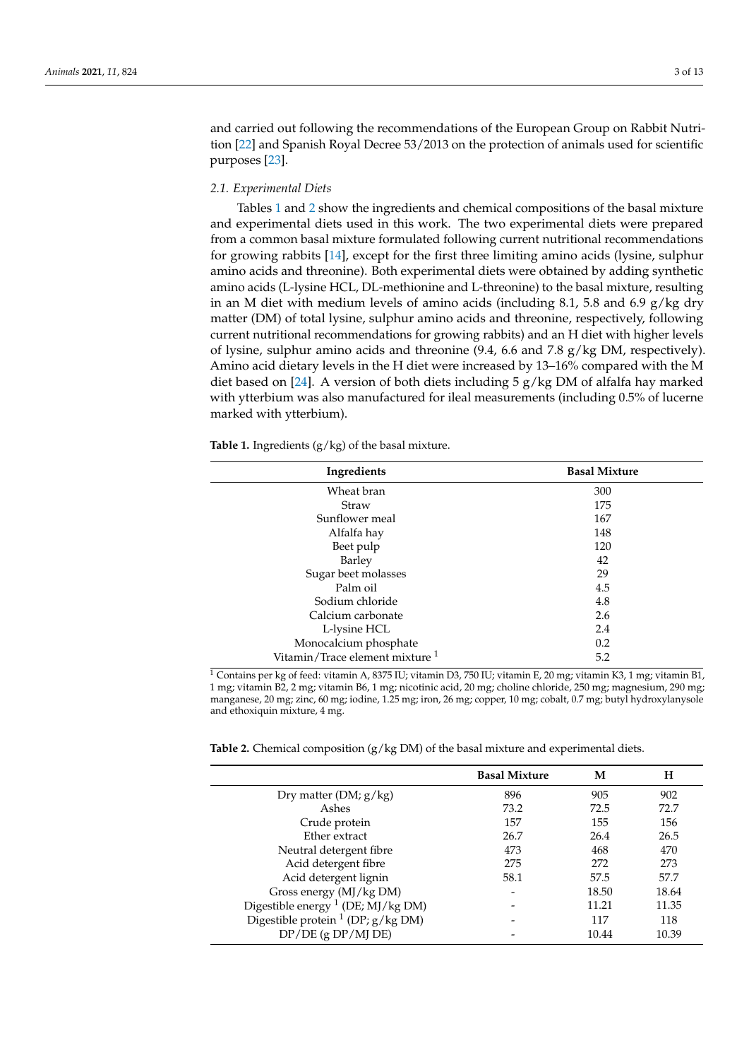and carried out following the recommendations of the European Group on Rabbit Nutrition [22] and Spanish Royal Decree 53/2013 on the protection of animals used for scientific purposes [23].

### 2.1. Experimental Diets

Tables 1 and 2 show the ingredients and chemical compositions of the basal mixture and experimental diets used in this work. The two experimental diets were prepared from a common basal mixture formulated following current nutritional recommendations for growing rabbits [14], except for the first three limiting amino acids (lysine, sulphur amino acids and threonine). Both experimental diets were obtained by adding synthetic amino acids (L-lysine HCL, DL-methionine and L-threonine) to the basal mixture, resulting in an M diet with medium levels of amino acids (including 8.1, 5.8 and 6.9 g/kg dry matter (DM) of total lysine, sulphur amino acids and threonine, respectively, following current nutritional recommendations for growing rabbits) and an H diet with higher levels of lysine, sulphur amino acids and threonine (9.4, 6.6 and 7.8 g/kg DM, respectively). Amino acid dietary levels in the H diet were increased by 13–16% compared with the M diet based on [24]. A version of both diets including 5 g/kg DM of alfalfa hay marked with ytterbium was also manufactured for ileal measurements (including 0.5% of lucerne marked with ytterbium).

**Table 1.** Ingredients (g/kg) of the basal mixture.

| Ingredients | Basal Mixture |
|---|---|
| Wheat bran | 300 |
| Straw | 175 |
| Sunflower meal | 167 |
| Alfalfa hay | 148 |
| Beet pulp | 120 |
| Barley | 42 |
| Sugar beet molasses | 29 |
| Palm oil | 4.5 |
| Sodium chloride | 4.8 |
| Calcium carbonate | 2.6 |
| L-lysine HCL | 2.4 |
| Monocalcium phosphate | 0.2 |
| Vitamin/Trace element mixture [1] | 5.2 |

[1] Contains per kg of feed: vitamin A, 8375 IU; vitamin D3, 750 IU; vitamin E, 20 mg; vitamin K3, 1 mg; vitamin B1, 1 mg; vitamin B2, 2 mg; vitamin B6, 1 mg; nicotinic acid, 20 mg; choline chloride, 250 mg; magnesium, 290 mg; manganese, 20 mg; zinc, 60 mg; iodine, 1.25 mg; iron, 26 mg; copper, 10 mg; cobalt, 0.7 mg; butyl hydroxylanysole and ethoxiquin mixture, 4 mg.

**Table 2.** Chemical composition (g/kg DM) of the basal mixture and experimental diets.

| | Basal Mixture | M | H |
|---|---|---|---|
| Dry matter (DM; g/kg) | 896 | 905 | 902 |
| Ashes | 73.2 | 72.5 | 72.7 |
| Crude protein | 157 | 155 | 156 |
| Ether extract | 26.7 | 26.4 | 26.5 |
| Neutral detergent fibre | 473 | 468 | 470 |
| Acid detergent fibre | 275 | 272 | 273 |
| Acid detergent lignin | 58.1 | 57.5 | 57.7 |
| Gross energy (MJ/kg DM) | - | 18.50 | 18.64 |
| Digestible energy [1] (DE; MJ/kg DM) | - | 11.21 | 11.35 |
| Digestible protein [1] (DP; g/kg DM) | - | 117 | 118 |
| DP/DE (g DP/MJ DE) | - | 10.44 | 10.39 |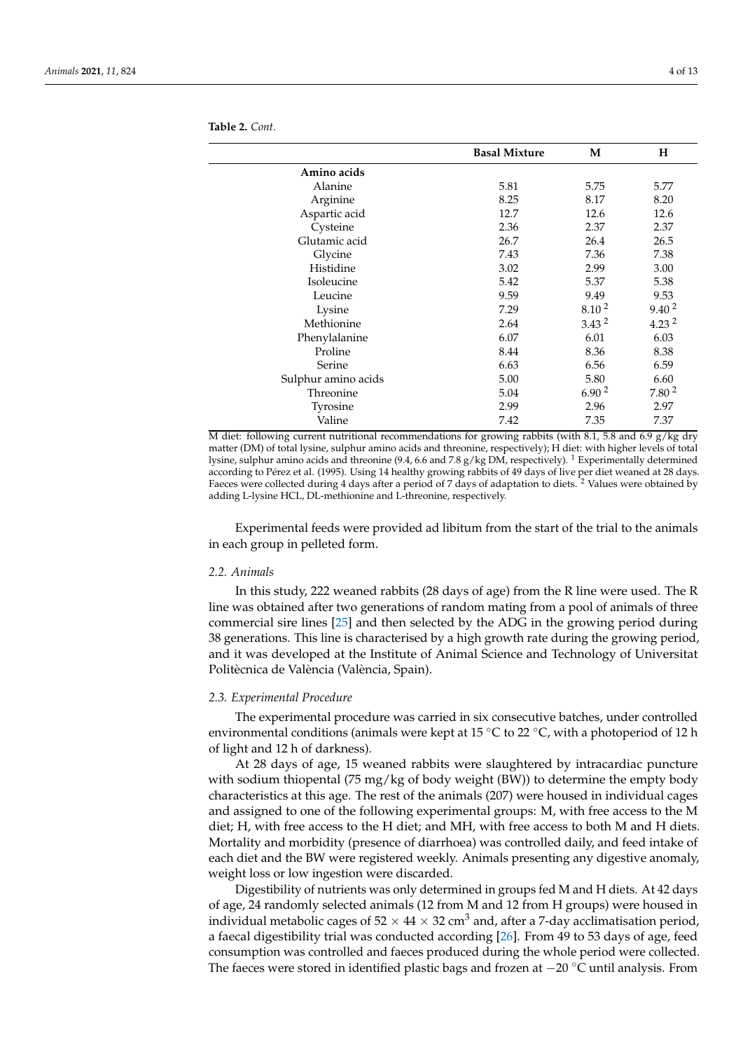**Table 2.** *Cont.*

| | Basal Mixture | M | H |
|---|---|---|---|
| **Amino acids** | | | |
| Alanine | 5.81 | 5.75 | 5.77 |
| Arginine | 8.25 | 8.17 | 8.20 |
| Aspartic acid | 12.7 | 12.6 | 12.6 |
| Cysteine | 2.36 | 2.37 | 2.37 |
| Glutamic acid | 26.7 | 26.4 | 26.5 |
| Glycine | 7.43 | 7.36 | 7.38 |
| Histidine | 3.02 | 2.99 | 3.00 |
| Isoleucine | 5.42 | 5.37 | 5.38 |
| Leucine | 9.59 | 9.49 | 9.53 |
| Lysine | 7.29 | 8.10 [2] | 9.40 [2] |
| Methionine | 2.64 | 3.43 [2] | 4.23 [2] |
| Phenylalanine | 6.07 | 6.01 | 6.03 |
| Proline | 8.44 | 8.36 | 8.38 |
| Serine | 6.63 | 6.56 | 6.59 |
| Sulphur amino acids | 5.00 | 5.80 | 6.60 |
| Threonine | 5.04 | 6.90 [2] | 7.80 [2] |
| Tyrosine | 2.99 | 2.96 | 2.97 |
| Valine | 7.42 | 7.35 | 7.37 |

M diet: following current nutritional recommendations for growing rabbits (with 8.1, 5.8 and 6.9 g/kg dry matter (DM) of total lysine, sulphur amino acids and threonine, respectively); H diet: with higher levels of total lysine, sulphur amino acids and threonine (9.4, 6.6 and 7.8 g/kg DM, respectively). [1] Experimentally determined according to Pérez et al. (1995). Using 14 healthy growing rabbits of 49 days of live per diet weaned at 28 days. Faeces were collected during 4 days after a period of 7 days of adaptation to diets. [2] Values were obtained by adding L-lysine HCL, DL-methionine and L-threonine, respectively.

Experimental feeds were provided ad libitum from the start of the trial to the animals in each group in pelleted form.

### 2.2. Animals

In this study, 222 weaned rabbits (28 days of age) from the R line were used. The R line was obtained after two generations of random mating from a pool of animals of three commercial sire lines [25] and then selected by the ADG in the growing period during 38 generations. This line is characterised by a high growth rate during the growing period, and it was developed at the Institute of Animal Science and Technology of Universitat Politècnica de València (València, Spain).

### 2.3. Experimental Procedure

The experimental procedure was carried in six consecutive batches, under controlled environmental conditions (animals were kept at 15 °C to 22 °C, with a photoperiod of 12 h of light and 12 h of darkness).

At 28 days of age, 15 weaned rabbits were slaughtered by intracardiac puncture with sodium thiopental (75 mg/kg of body weight (BW)) to determine the empty body characteristics at this age. The rest of the animals (207) were housed in individual cages and assigned to one of the following experimental groups: M, with free access to the M diet; H, with free access to the H diet; and MH, with free access to both M and H diets. Mortality and morbidity (presence of diarrhoea) was controlled daily, and feed intake of each diet and the BW were registered weekly. Animals presenting any digestive anomaly, weight loss or low ingestion were discarded.

Digestibility of nutrients was only determined in groups fed M and H diets. At 42 days of age, 24 randomly selected animals (12 from M and 12 from H groups) were housed in individual metabolic cages of $52 \times 44 \times 32$ cm$^3$ and, after a 7-day acclimatisation period, a faecal digestibility trial was conducted according [26]. From 49 to 53 days of age, feed consumption was controlled and faeces produced during the whole period were collected. The faeces were stored in identified plastic bags and frozen at −20 °C until analysis. From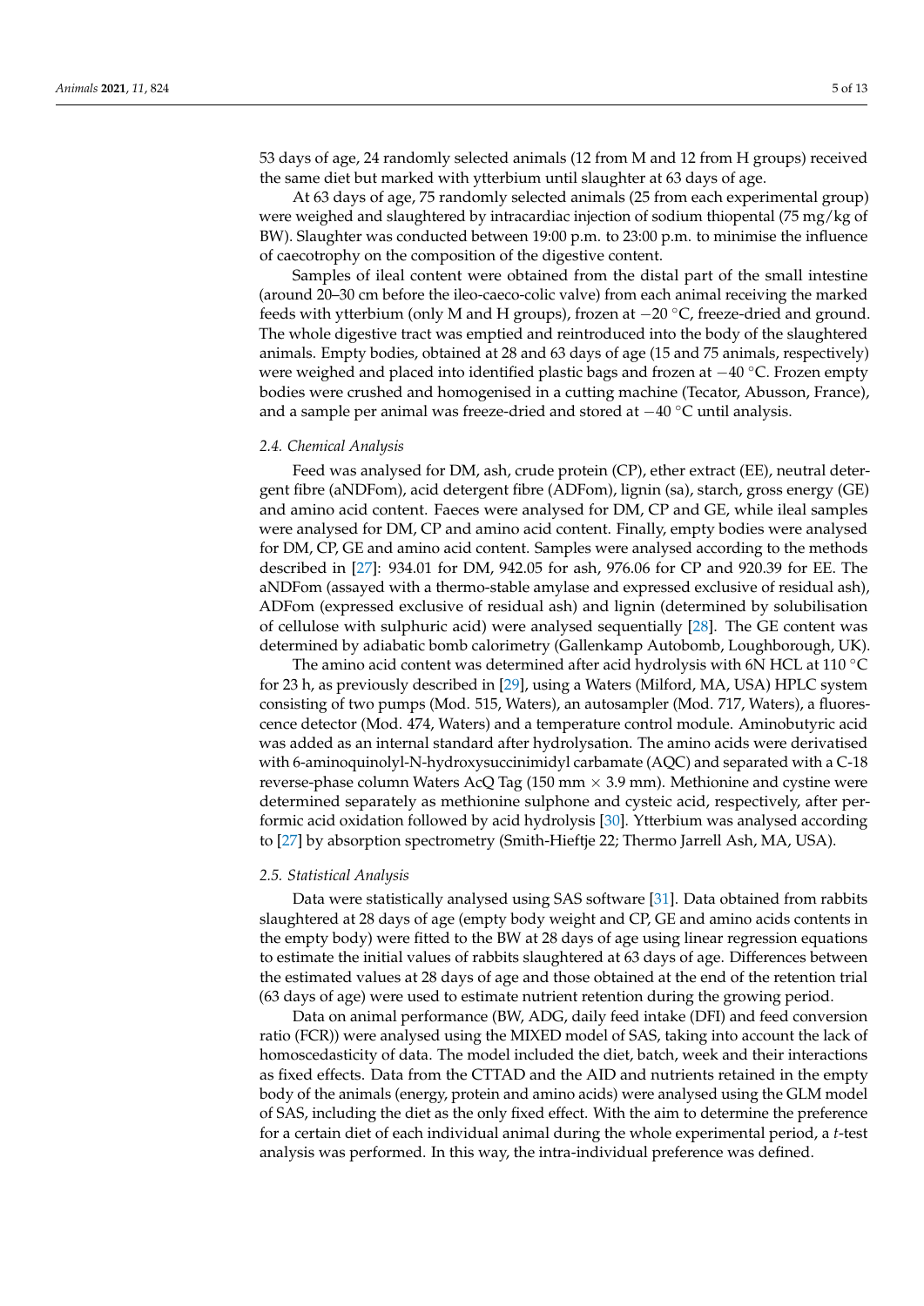53 days of age, 24 randomly selected animals (12 from M and 12 from H groups) received the same diet but marked with ytterbium until slaughter at 63 days of age.

At 63 days of age, 75 randomly selected animals (25 from each experimental group) were weighed and slaughtered by intracardiac injection of sodium thiopental (75 mg/kg of BW). Slaughter was conducted between 19:00 p.m. to 23:00 p.m. to minimise the influence of caecotrophy on the composition of the digestive content.

Samples of ileal content were obtained from the distal part of the small intestine (around 20–30 cm before the ileo-caeco-colic valve) from each animal receiving the marked feeds with ytterbium (only M and H groups), frozen at −20 °C, freeze-dried and ground. The whole digestive tract was emptied and reintroduced into the body of the slaughtered animals. Empty bodies, obtained at 28 and 63 days of age (15 and 75 animals, respectively) were weighed and placed into identified plastic bags and frozen at −40 °C. Frozen empty bodies were crushed and homogenised in a cutting machine (Tecator, Abusson, France), and a sample per animal was freeze-dried and stored at −40 °C until analysis.

### *2.4. Chemical Analysis*

Feed was analysed for DM, ash, crude protein (CP), ether extract (EE), neutral detergent fibre (aNDFom), acid detergent fibre (ADFom), lignin (sa), starch, gross energy (GE) and amino acid content. Faeces were analysed for DM, CP and GE, while ileal samples were analysed for DM, CP and amino acid content. Finally, empty bodies were analysed for DM, CP, GE and amino acid content. Samples were analysed according to the methods described in [27]: 934.01 for DM, 942.05 for ash, 976.06 for CP and 920.39 for EE. The aNDFom (assayed with a thermo-stable amylase and expressed exclusive of residual ash), ADFom (expressed exclusive of residual ash) and lignin (determined by solubilisation of cellulose with sulphuric acid) were analysed sequentially [28]. The GE content was determined by adiabatic bomb calorimetry (Gallenkamp Autobomb, Loughborough, UK).

The amino acid content was determined after acid hydrolysis with 6N HCL at 110 °C for 23 h, as previously described in [29], using a Waters (Milford, MA, USA) HPLC system consisting of two pumps (Mod. 515, Waters), an autosampler (Mod. 717, Waters), a fluorescence detector (Mod. 474, Waters) and a temperature control module. Aminobutyric acid was added as an internal standard after hydrolysation. The amino acids were derivatised with 6-aminoquinolyl-N-hydroxysuccinimidyl carbamate (AQC) and separated with a C-18 reverse-phase column Waters AcQ Tag (150 mm × 3.9 mm). Methionine and cystine were determined separately as methionine sulphone and cysteic acid, respectively, after performic acid oxidation followed by acid hydrolysis [30]. Ytterbium was analysed according to [27] by absorption spectrometry (Smith-Hieftje 22; Thermo Jarrell Ash, MA, USA).

### *2.5. Statistical Analysis*

Data were statistically analysed using SAS software [31]. Data obtained from rabbits slaughtered at 28 days of age (empty body weight and CP, GE and amino acids contents in the empty body) were fitted to the BW at 28 days of age using linear regression equations to estimate the initial values of rabbits slaughtered at 63 days of age. Differences between the estimated values at 28 days of age and those obtained at the end of the retention trial (63 days of age) were used to estimate nutrient retention during the growing period.

Data on animal performance (BW, ADG, daily feed intake (DFI) and feed conversion ratio (FCR)) were analysed using the MIXED model of SAS, taking into account the lack of homoscedasticity of data. The model included the diet, batch, week and their interactions as fixed effects. Data from the CTTAD and the AID and nutrients retained in the empty body of the animals (energy, protein and amino acids) were analysed using the GLM model of SAS, including the diet as the only fixed effect. With the aim to determine the preference for a certain diet of each individual animal during the whole experimental period, a *t*-test analysis was performed. In this way, the intra-individual preference was defined.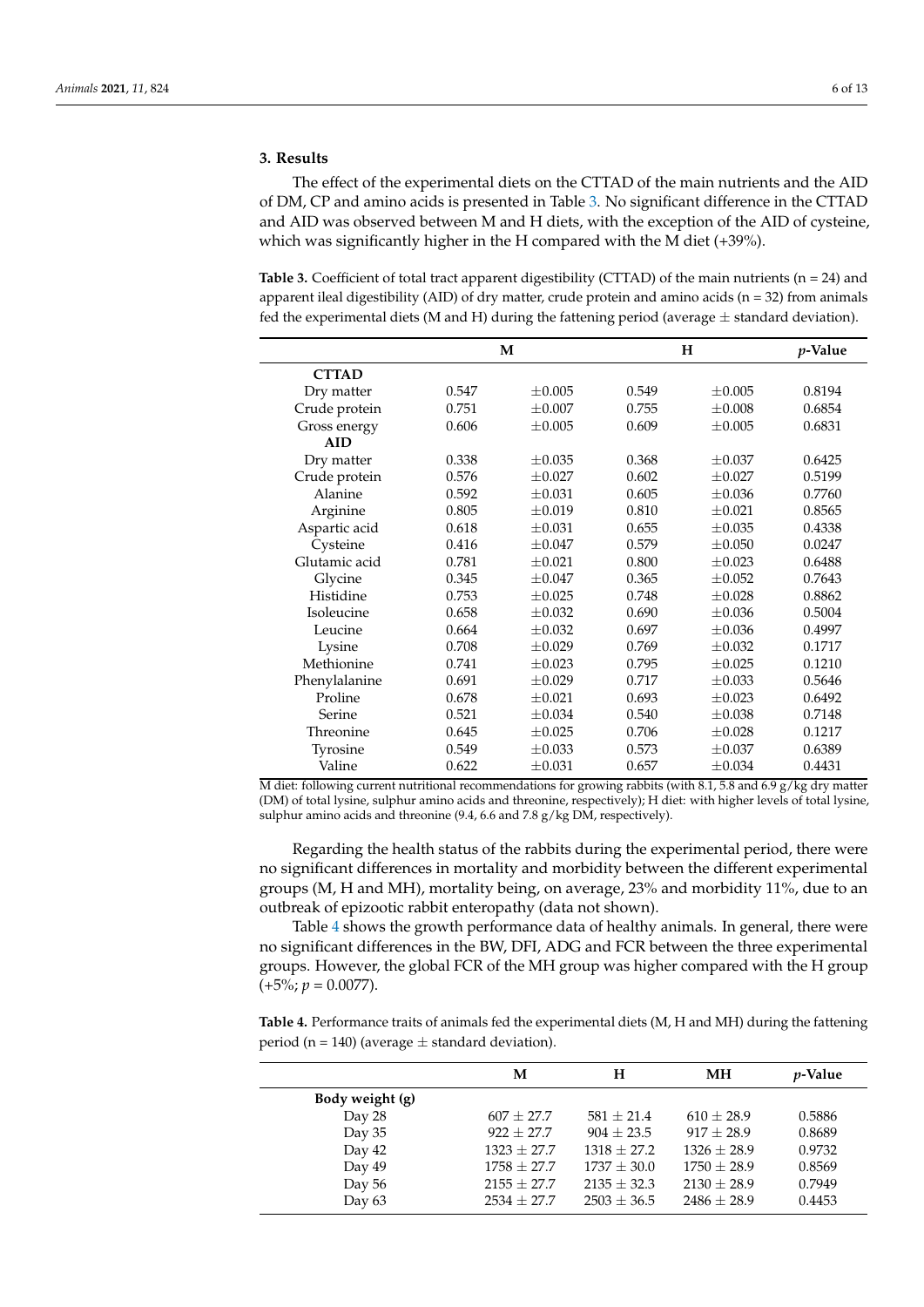## 3. Results

The effect of the experimental diets on the CTTAD of the main nutrients and the AID of DM, CP and amino acids is presented in Table 3. No significant difference in the CTTAD and AID was observed between M and H diets, with the exception of the AID of cysteine, which was significantly higher in the H compared with the M diet (+39%).

**Table 3.** Coefficient of total tract apparent digestibility (CTTAD) of the main nutrients (n = 24) and apparent ileal digestibility (AID) of dry matter, crude protein and amino acids (n = 32) from animals fed the experimental diets (M and H) during the fattening period (average ± standard deviation).

| | M | | H | | *p*-Value |
|---|---|---|---|---|---|
| **CTTAD** | | | | | |
| Dry matter | 0.547 | ±0.005 | 0.549 | ±0.005 | 0.8194 |
| Crude protein | 0.751 | ±0.007 | 0.755 | ±0.008 | 0.6854 |
| Gross energy | 0.606 | ±0.005 | 0.609 | ±0.005 | 0.6831 |
| **AID** | | | | | |
| Dry matter | 0.338 | ±0.035 | 0.368 | ±0.037 | 0.6425 |
| Crude protein | 0.576 | ±0.027 | 0.602 | ±0.027 | 0.5199 |
| Alanine | 0.592 | ±0.031 | 0.605 | ±0.036 | 0.7760 |
| Arginine | 0.805 | ±0.019 | 0.810 | ±0.021 | 0.8565 |
| Aspartic acid | 0.618 | ±0.031 | 0.655 | ±0.035 | 0.4338 |
| Cysteine | 0.416 | ±0.047 | 0.579 | ±0.050 | 0.0247 |
| Glutamic acid | 0.781 | ±0.021 | 0.800 | ±0.023 | 0.6488 |
| Glycine | 0.345 | ±0.047 | 0.365 | ±0.052 | 0.7643 |
| Histidine | 0.753 | ±0.025 | 0.748 | ±0.028 | 0.8862 |
| Isoleucine | 0.658 | ±0.032 | 0.690 | ±0.036 | 0.5004 |
| Leucine | 0.664 | ±0.032 | 0.697 | ±0.036 | 0.4997 |
| Lysine | 0.708 | ±0.029 | 0.769 | ±0.032 | 0.1717 |
| Methionine | 0.741 | ±0.023 | 0.795 | ±0.025 | 0.1210 |
| Phenylalanine | 0.691 | ±0.029 | 0.717 | ±0.033 | 0.5646 |
| Proline | 0.678 | ±0.021 | 0.693 | ±0.023 | 0.6492 |
| Serine | 0.521 | ±0.034 | 0.540 | ±0.038 | 0.7148 |
| Threonine | 0.645 | ±0.025 | 0.706 | ±0.028 | 0.1217 |
| Tyrosine | 0.549 | ±0.033 | 0.573 | ±0.037 | 0.6389 |
| Valine | 0.622 | ±0.031 | 0.657 | ±0.034 | 0.4431 |

M diet: following current nutritional recommendations for growing rabbits (with 8.1, 5.8 and 6.9 g/kg dry matter (DM) of total lysine, sulphur amino acids and threonine, respectively); H diet: with higher levels of total lysine, sulphur amino acids and threonine (9.4, 6.6 and 7.8 g/kg DM, respectively).

Regarding the health status of the rabbits during the experimental period, there were no significant differences in mortality and morbidity between the different experimental groups (M, H and MH), mortality being, on average, 23% and morbidity 11%, due to an outbreak of epizootic rabbit enteropathy (data not shown).

Table 4 shows the growth performance data of healthy animals. In general, there were no significant differences in the BW, DFI, ADG and FCR between the three experimental groups. However, the global FCR of the MH group was higher compared with the H group (+5%; $p = 0.0077$).

**Table 4.** Performance traits of animals fed the experimental diets (M, H and MH) during the fattening period (n = 140) (average ± standard deviation).

| | M | H | MH | *p*-Value |
|---|---|---|---|---|
| **Body weight (g)** | | | | |
| Day 28 | 607 ± 27.7 | 581 ± 21.4 | 610 ± 28.9 | 0.5886 |
| Day 35 | 922 ± 27.7 | 904 ± 23.5 | 917 ± 28.9 | 0.8689 |
| Day 42 | 1323 ± 27.7 | 1318 ± 27.2 | 1326 ± 28.9 | 0.9732 |
| Day 49 | 1758 ± 27.7 | 1737 ± 30.0 | 1750 ± 28.9 | 0.8569 |
| Day 56 | 2155 ± 27.7 | 2135 ± 32.3 | 2130 ± 28.9 | 0.7949 |
| Day 63 | 2534 ± 27.7 | 2503 ± 36.5 | 2486 ± 28.9 | 0.4453 |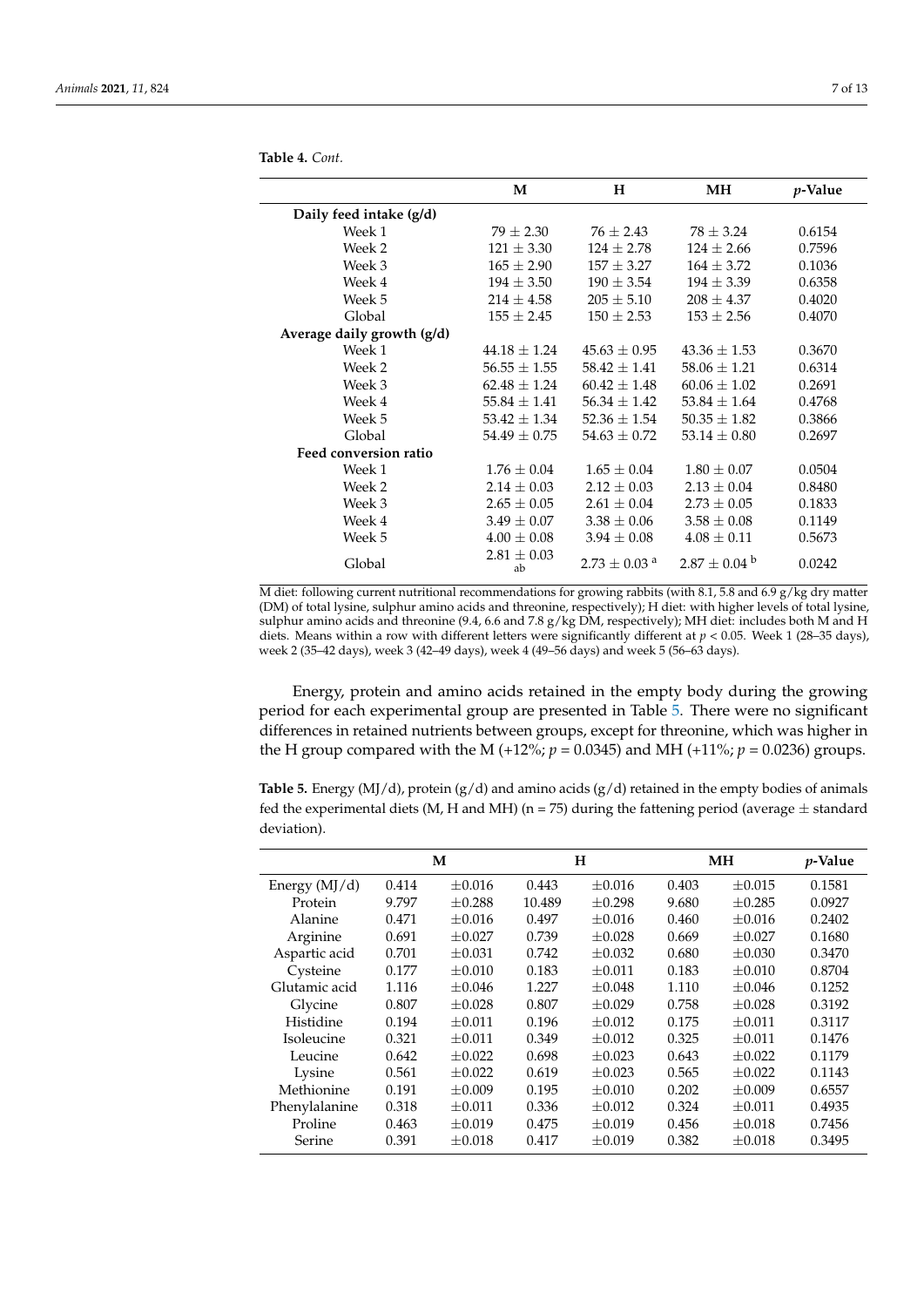**Table 4.** *Cont.*

| | M | H | MH | *p*-Value |
|---|---|---|---|---|
| **Daily feed intake (g/d)** | | | | |
| Week 1 | 79 ± 2.30 | 76 ± 2.43 | 78 ± 3.24 | 0.6154 |
| Week 2 | 121 ± 3.30 | 124 ± 2.78 | 124 ± 2.66 | 0.7596 |
| Week 3 | 165 ± 2.90 | 157 ± 3.27 | 164 ± 3.72 | 0.1036 |
| Week 4 | 194 ± 3.50 | 190 ± 3.54 | 194 ± 3.39 | 0.6358 |
| Week 5 | 214 ± 4.58 | 205 ± 5.10 | 208 ± 4.37 | 0.4020 |
| Global | 155 ± 2.45 | 150 ± 2.53 | 153 ± 2.56 | 0.4070 |
| **Average daily growth (g/d)** | | | | |
| Week 1 | 44.18 ± 1.24 | 45.63 ± 0.95 | 43.36 ± 1.53 | 0.3670 |
| Week 2 | 56.55 ± 1.55 | 58.42 ± 1.41 | 58.06 ± 1.21 | 0.6314 |
| Week 3 | 62.48 ± 1.24 | 60.42 ± 1.48 | 60.06 ± 1.02 | 0.2691 |
| Week 4 | 55.84 ± 1.41 | 56.34 ± 1.42 | 53.84 ± 1.64 | 0.4768 |
| Week 5 | 53.42 ± 1.34 | 52.36 ± 1.54 | 50.35 ± 1.82 | 0.3866 |
| Global | 54.49 ± 0.75 | 54.63 ± 0.72 | 53.14 ± 0.80 | 0.2697 |
| **Feed conversion ratio** | | | | |
| Week 1 | 1.76 ± 0.04 | 1.65 ± 0.04 | 1.80 ± 0.07 | 0.0504 |
| Week 2 | 2.14 ± 0.03 | 2.12 ± 0.03 | 2.13 ± 0.04 | 0.8480 |
| Week 3 | 2.65 ± 0.05 | 2.61 ± 0.04 | 2.73 ± 0.05 | 0.1833 |
| Week 4 | 3.49 ± 0.07 | 3.38 ± 0.06 | 3.58 ± 0.08 | 0.1149 |
| Week 5 | 4.00 ± 0.08 | 3.94 ± 0.08 | 4.08 ± 0.11 | 0.5673 |
| Global | 2.81 ± 0.03 [ab] | 2.73 ± 0.03 [a] | 2.87 ± 0.04 [b] | 0.0242 |

M diet: following current nutritional recommendations for growing rabbits (with 8.1, 5.8 and 6.9 g/kg dry matter (DM) of total lysine, sulphur amino acids and threonine, respectively); H diet: with higher levels of total lysine, sulphur amino acids and threonine (9.4, 6.6 and 7.8 g/kg DM, respectively); MH diet: includes both M and H diets. Means within a row with different letters were significantly different at $p < 0.05$. Week 1 (28–35 days), week 2 (35–42 days), week 3 (42–49 days), week 4 (49–56 days) and week 5 (56–63 days).

Energy, protein and amino acids retained in the empty body during the growing period for each experimental group are presented in Table 5. There were no significant differences in retained nutrients between groups, except for threonine, which was higher in the H group compared with the M (+12%; $p = 0.0345$) and MH (+11%; $p = 0.0236$) groups.

**Table 5.** Energy (MJ/d), protein (g/d) and amino acids (g/d) retained in the empty bodies of animals fed the experimental diets (M, H and MH) (n = 75) during the fattening period (average ± standard deviation).

| | M | | H | | MH | | *p*-Value |
|---|---|---|---|---|---|---|---|
| Energy (MJ/d) | 0.414 | ±0.016 | 0.443 | ±0.016 | 0.403 | ±0.015 | 0.1581 |
| Protein | 9.797 | ±0.288 | 10.489 | ±0.298 | 9.680 | ±0.285 | 0.0927 |
| Alanine | 0.471 | ±0.016 | 0.497 | ±0.016 | 0.460 | ±0.016 | 0.2402 |
| Arginine | 0.691 | ±0.027 | 0.739 | ±0.028 | 0.669 | ±0.027 | 0.1680 |
| Aspartic acid | 0.701 | ±0.031 | 0.742 | ±0.032 | 0.680 | ±0.030 | 0.3470 |
| Cysteine | 0.177 | ±0.010 | 0.183 | ±0.011 | 0.183 | ±0.010 | 0.8704 |
| Glutamic acid | 1.116 | ±0.046 | 1.227 | ±0.048 | 1.110 | ±0.046 | 0.1252 |
| Glycine | 0.807 | ±0.028 | 0.807 | ±0.029 | 0.758 | ±0.028 | 0.3192 |
| Histidine | 0.194 | ±0.011 | 0.196 | ±0.012 | 0.175 | ±0.011 | 0.3117 |
| Isoleucine | 0.321 | ±0.011 | 0.349 | ±0.012 | 0.325 | ±0.011 | 0.1476 |
| Leucine | 0.642 | ±0.022 | 0.698 | ±0.023 | 0.643 | ±0.022 | 0.1179 |
| Lysine | 0.561 | ±0.022 | 0.619 | ±0.023 | 0.565 | ±0.022 | 0.1143 |
| Methionine | 0.191 | ±0.009 | 0.195 | ±0.010 | 0.202 | ±0.009 | 0.6557 |
| Phenylalanine | 0.318 | ±0.011 | 0.336 | ±0.012 | 0.324 | ±0.011 | 0.4935 |
| Proline | 0.463 | ±0.019 | 0.475 | ±0.019 | 0.456 | ±0.018 | 0.7456 |
| Serine | 0.391 | ±0.018 | 0.417 | ±0.019 | 0.382 | ±0.018 | 0.3495 |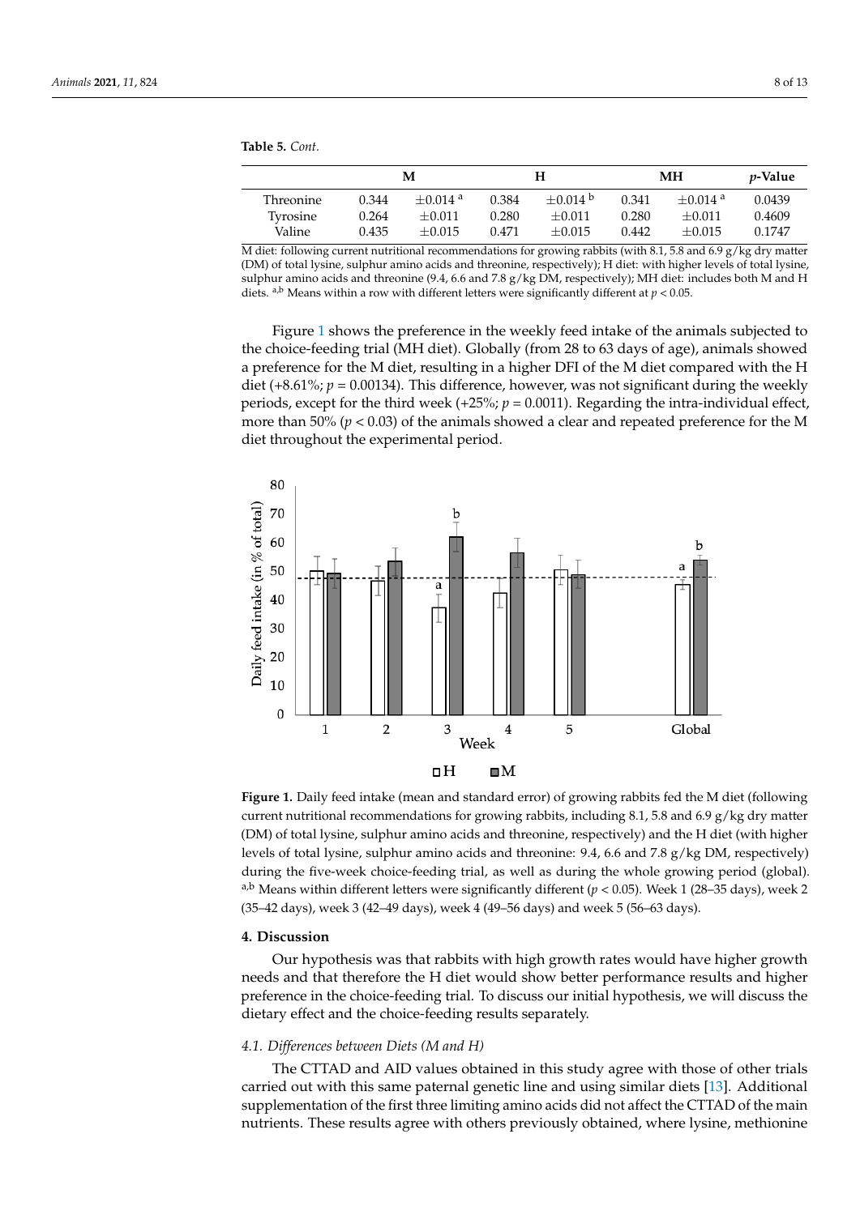**Table 5.** *Cont.*

| | M | | H | | MH | | *p*-Value |
|---|---|---|---|---|---|---|---|
| Threonine | 0.344 | ±0.014 [a] | 0.384 | ±0.014 [b] | 0.341 | ±0.014 [a] | 0.0439 |
| Tyrosine | 0.264 | ±0.011 | 0.280 | ±0.011 | 0.280 | ±0.011 | 0.4609 |
| Valine | 0.435 | ±0.015 | 0.471 | ±0.015 | 0.442 | ±0.015 | 0.1747 |

M diet: following current nutritional recommendations for growing rabbits (with 8.1, 5.8 and 6.9 g/kg dry matter (DM) of total lysine, sulphur amino acids and threonine, respectively); H diet: with higher levels of total lysine, sulphur amino acids and threonine (9.4, 6.6 and 7.8 g/kg DM, respectively); MH diet: includes both M and H diets. [a,b] Means within a row with different letters were significantly different at $p < 0.05$.

Figure 1 shows the preference in the weekly feed intake of the animals subjected to the choice-feeding trial (MH diet). Globally (from 28 to 63 days of age), animals showed a preference for the M diet, resulting in a higher DFI of the M diet compared with the H diet (+8.61%; $p = 0.00134$). This difference, however, was not significant during the weekly periods, except for the third week (+25%; $p = 0.0011$). Regarding the intra-individual effect, more than 50% ($p < 0.03$) of the animals showed a clear and repeated preference for the M diet throughout the experimental period.

**Figure 1.** Daily feed intake (mean and standard error) of growing rabbits fed the M diet (following current nutritional recommendations for growing rabbits, including 8.1, 5.8 and 6.9 g/kg dry matter (DM) of total lysine, sulphur amino acids and threonine, respectively) and the H diet (with higher levels of total lysine, sulphur amino acids and threonine: 9.4, 6.6 and 7.8 g/kg DM, respectively) during the five-week choice-feeding trial, as well as during the whole growing period (global). [a,b] Means within different letters were significantly different ($p < 0.05$). Week 1 (28–35 days), week 2 (35–42 days), week 3 (42–49 days), week 4 (49–56 days) and week 5 (56–63 days).

## 4. Discussion

Our hypothesis was that rabbits with high growth rates would have higher growth needs and that therefore the H diet would show better performance results and higher preference in the choice-feeding trial. To discuss our initial hypothesis, we will discuss the dietary effect and the choice-feeding results separately.

### 4.1. Differences between Diets (M and H)

The CTTAD and AID values obtained in this study agree with those of other trials carried out with this same paternal genetic line and using similar diets [13]. Additional supplementation of the first three limiting amino acids did not affect the CTTAD of the main nutrients. These results agree with others previously obtained, where lysine, methionine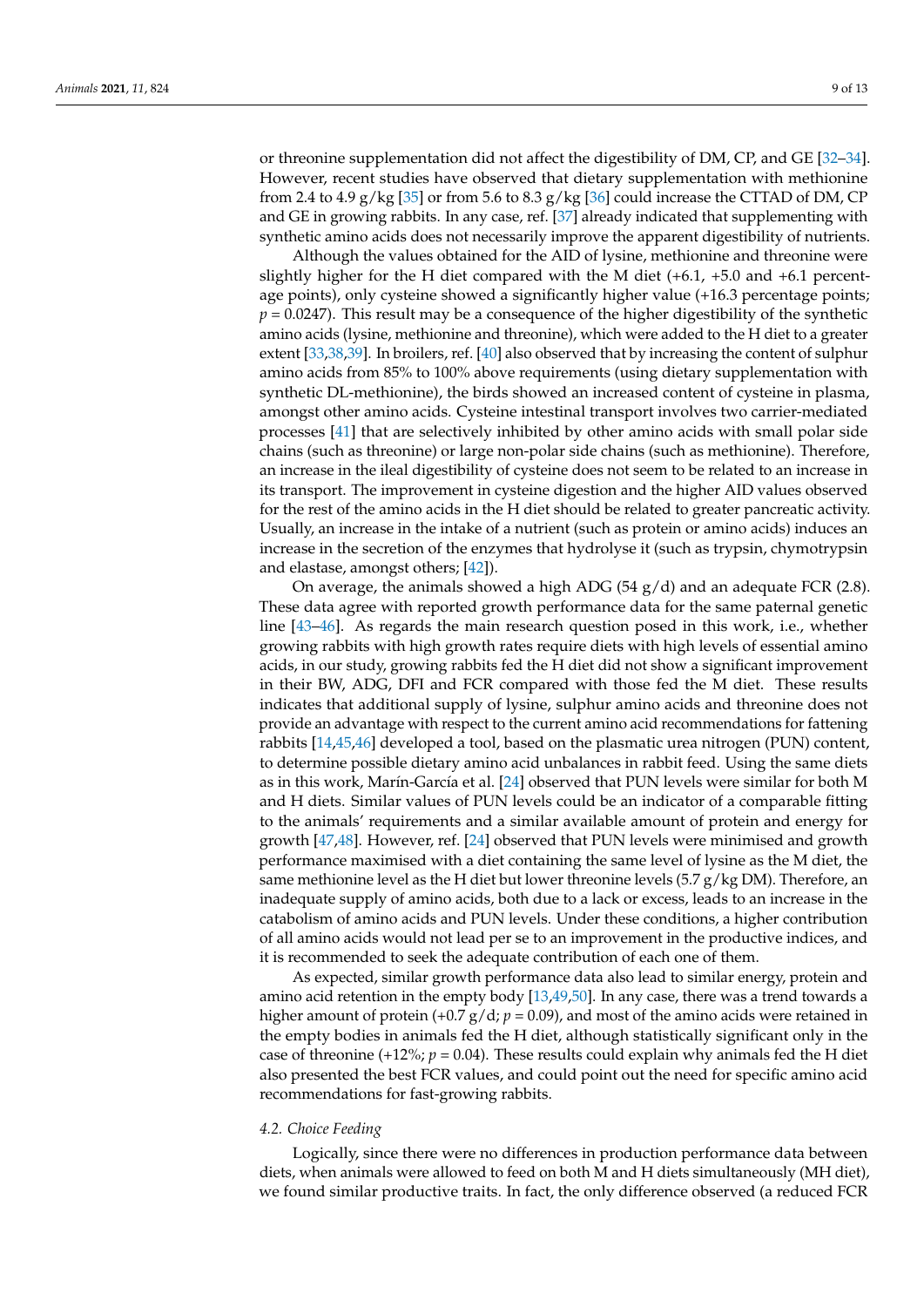or threonine supplementation did not affect the digestibility of DM, CP, and GE [32–34]. However, recent studies have observed that dietary supplementation with methionine from 2.4 to 4.9 g/kg [35] or from 5.6 to 8.3 g/kg [36] could increase the CTTAD of DM, CP and GE in growing rabbits. In any case, ref. [37] already indicated that supplementing with synthetic amino acids does not necessarily improve the apparent digestibility of nutrients.

Although the values obtained for the AID of lysine, methionine and threonine were slightly higher for the H diet compared with the M diet (+6.1, +5.0 and +6.1 percentage points), only cysteine showed a significantly higher value (+16.3 percentage points; $p = 0.0247$). This result may be a consequence of the higher digestibility of the synthetic amino acids (lysine, methionine and threonine), which were added to the H diet to a greater extent [33,38,39]. In broilers, ref. [40] also observed that by increasing the content of sulphur amino acids from 85% to 100% above requirements (using dietary supplementation with synthetic DL-methionine), the birds showed an increased content of cysteine in plasma, amongst other amino acids. Cysteine intestinal transport involves two carrier-mediated processes [41] that are selectively inhibited by other amino acids with small polar side chains (such as threonine) or large non-polar side chains (such as methionine). Therefore, an increase in the ileal digestibility of cysteine does not seem to be related to an increase in its transport. The improvement in cysteine digestion and the higher AID values observed for the rest of the amino acids in the H diet should be related to greater pancreatic activity. Usually, an increase in the intake of a nutrient (such as protein or amino acids) induces an increase in the secretion of the enzymes that hydrolyse it (such as trypsin, chymotrypsin and elastase, amongst others; [42]).

On average, the animals showed a high ADG (54 g/d) and an adequate FCR (2.8). These data agree with reported growth performance data for the same paternal genetic line [43–46]. As regards the main research question posed in this work, i.e., whether growing rabbits with high growth rates require diets with high levels of essential amino acids, in our study, growing rabbits fed the H diet did not show a significant improvement in their BW, ADG, DFI and FCR compared with those fed the M diet. These results indicates that additional supply of lysine, sulphur amino acids and threonine does not provide an advantage with respect to the current amino acid recommendations for fattening rabbits [14,45,46] developed a tool, based on the plasmatic urea nitrogen (PUN) content, to determine possible dietary amino acid unbalances in rabbit feed. Using the same diets as in this work, Marín-García et al. [24] observed that PUN levels were similar for both M and H diets. Similar values of PUN levels could be an indicator of a comparable fitting to the animals' requirements and a similar available amount of protein and energy for growth [47,48]. However, ref. [24] observed that PUN levels were minimised and growth performance maximised with a diet containing the same level of lysine as the M diet, the same methionine level as the H diet but lower threonine levels (5.7 g/kg DM). Therefore, an inadequate supply of amino acids, both due to a lack or excess, leads to an increase in the catabolism of amino acids and PUN levels. Under these conditions, a higher contribution of all amino acids would not lead per se to an improvement in the productive indices, and it is recommended to seek the adequate contribution of each one of them.

As expected, similar growth performance data also lead to similar energy, protein and amino acid retention in the empty body [13,49,50]. In any case, there was a trend towards a higher amount of protein (+0.7 g/d; $p = 0.09$), and most of the amino acids were retained in the empty bodies in animals fed the H diet, although statistically significant only in the case of threonine (+12%; $p = 0.04$). These results could explain why animals fed the H diet also presented the best FCR values, and could point out the need for specific amino acid recommendations for fast-growing rabbits.

### 4.2. Choice Feeding

Logically, since there were no differences in production performance data between diets, when animals were allowed to feed on both M and H diets simultaneously (MH diet), we found similar productive traits. In fact, the only difference observed (a reduced FCR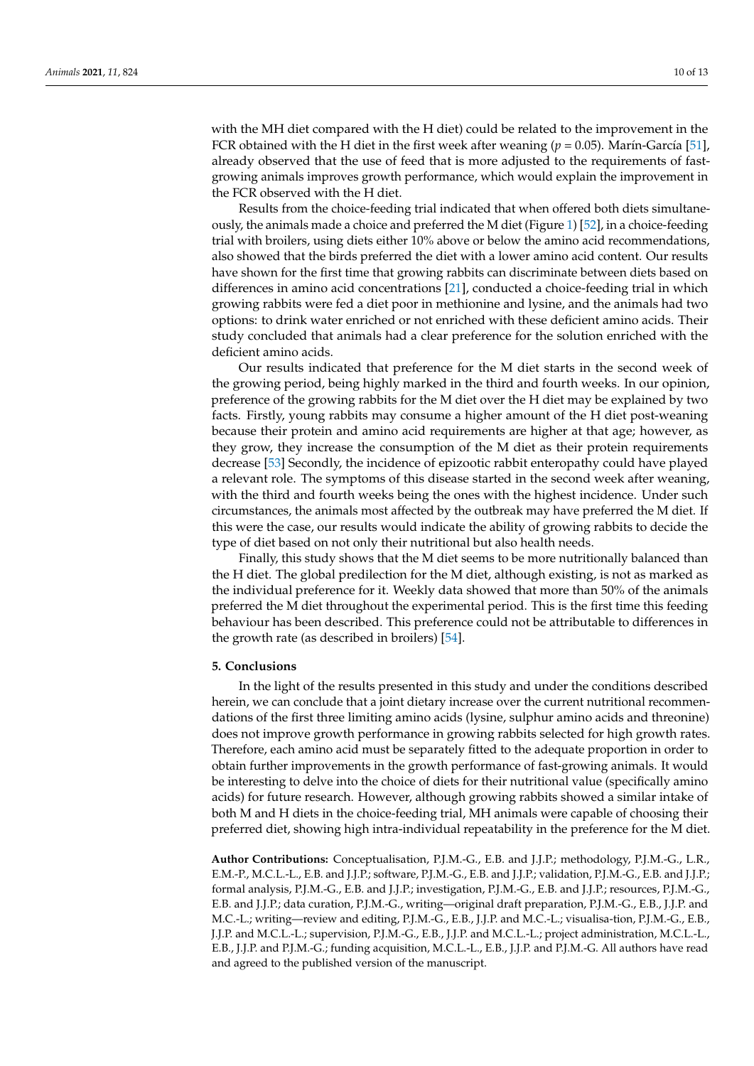with the MH diet compared with the H diet) could be related to the improvement in the FCR obtained with the H diet in the first week after weaning ($p = 0.05$). Marín-García [51], already observed that the use of feed that is more adjusted to the requirements of fast-growing animals improves growth performance, which would explain the improvement in the FCR observed with the H diet.

Results from the choice-feeding trial indicated that when offered both diets simultaneously, the animals made a choice and preferred the M diet (Figure 1) [52], in a choice-feeding trial with broilers, using diets either 10% above or below the amino acid recommendations, also showed that the birds preferred the diet with a lower amino acid content. Our results have shown for the first time that growing rabbits can discriminate between diets based on differences in amino acid concentrations [21], conducted a choice-feeding trial in which growing rabbits were fed a diet poor in methionine and lysine, and the animals had two options: to drink water enriched or not enriched with these deficient amino acids. Their study concluded that animals had a clear preference for the solution enriched with the deficient amino acids.

Our results indicated that preference for the M diet starts in the second week of the growing period, being highly marked in the third and fourth weeks. In our opinion, preference of the growing rabbits for the M diet over the H diet may be explained by two facts. Firstly, young rabbits may consume a higher amount of the H diet post-weaning because their protein and amino acid requirements are higher at that age; however, as they grow, they increase the consumption of the M diet as their protein requirements decrease [53] Secondly, the incidence of epizootic rabbit enteropathy could have played a relevant role. The symptoms of this disease started in the second week after weaning, with the third and fourth weeks being the ones with the highest incidence. Under such circumstances, the animals most affected by the outbreak may have preferred the M diet. If this were the case, our results would indicate the ability of growing rabbits to decide the type of diet based on not only their nutritional but also health needs.

Finally, this study shows that the M diet seems to be more nutritionally balanced than the H diet. The global predilection for the M diet, although existing, is not as marked as the individual preference for it. Weekly data showed that more than 50% of the animals preferred the M diet throughout the experimental period. This is the first time this feeding behaviour has been described. This preference could not be attributable to differences in the growth rate (as described in broilers) [54].

## 5. Conclusions

In the light of the results presented in this study and under the conditions described herein, we can conclude that a joint dietary increase over the current nutritional recommendations of the first three limiting amino acids (lysine, sulphur amino acids and threonine) does not improve growth performance in growing rabbits selected for high growth rates. Therefore, each amino acid must be separately fitted to the adequate proportion in order to obtain further improvements in the growth performance of fast-growing animals. It would be interesting to delve into the choice of diets for their nutritional value (specifically amino acids) for future research. However, although growing rabbits showed a similar intake of both M and H diets in the choice-feeding trial, MH animals were capable of choosing their preferred diet, showing high intra-individual repeatability in the preference for the M diet.

**Author Contributions:** Conceptualisation, P.J.M.-G., E.B. and J.J.P.; methodology, P.J.M.-G., L.R., E.M.-P., M.C.L.-L., E.B. and J.J.P.; software, P.J.M.-G., E.B. and J.J.P.; validation, P.J.M.-G., E.B. and J.J.P.; formal analysis, P.J.M.-G., E.B. and J.J.P.; investigation, P.J.M.-G., E.B. and J.J.P.; resources, P.J.M.-G., E.B. and J.J.P.; data curation, P.J.M.-G., writing—original draft preparation, P.J.M.-G., E.B., J.J.P. and M.C.-L.; writing—review and editing, P.J.M.-G., E.B., J.J.P. and M.C.-L.; visualisa-tion, P.J.M.-G., E.B., J.J.P. and M.C.L.-L.; supervision, P.J.M.-G., E.B., J.J.P. and M.C.L.-L.; project administration, M.C.L.-L., E.B., J.J.P. and P.J.M.-G.; funding acquisition, M.C.L.-L., E.B., J.J.P. and P.J.M.-G. All authors have read and agreed to the published version of the manuscript.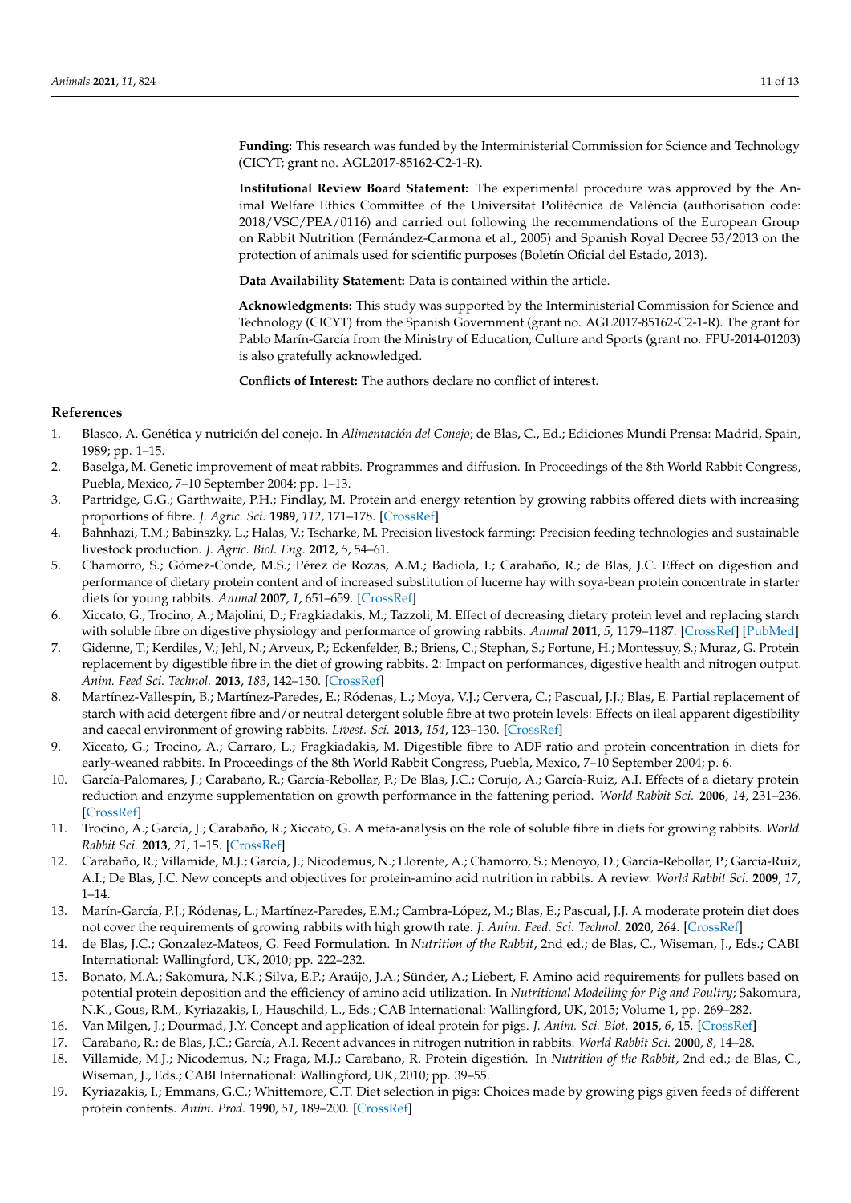**Funding:** This research was funded by the Interministerial Commission for Science and Technology (CICYT; grant no. AGL2017-85162-C2-1-R).

**Institutional Review Board Statement:** The experimental procedure was approved by the Animal Welfare Ethics Committee of the Universitat Politècnica de València (authorisation code: 2018/VSC/PEA/0116) and carried out following the recommendations of the European Group on Rabbit Nutrition (Fernández-Carmona et al., 2005) and Spanish Royal Decree 53/2013 on the protection of animals used for scientific purposes (Boletín Oficial del Estado, 2013).

**Data Availability Statement:** Data is contained within the article.

**Acknowledgments:** This study was supported by the Interministerial Commission for Science and Technology (CICYT) from the Spanish Government (grant no. AGL2017-85162-C2-1-R). The grant for Pablo Marín-García from the Ministry of Education, Culture and Sports (grant no. FPU-2014-01203) is also gratefully acknowledged.

**Conflicts of Interest:** The authors declare no conflict of interest.

## References

1. Blasco, A. Genética y nutrición del conejo. In *Alimentación del Conejo*; de Blas, C., Ed.; Ediciones Mundi Prensa: Madrid, Spain, 1989; pp. 1–15.
2. Baselga, M. Genetic improvement of meat rabbits. Programmes and diffusion. In Proceedings of the 8th World Rabbit Congress, Puebla, Mexico, 7–10 September 2004; pp. 1–13.
3. Partridge, G.G.; Garthwaite, P.H.; Findlay, M. Protein and energy retention by growing rabbits offered diets with increasing proportions of fibre. *J. Agric. Sci.* **1989**, *112*, 171–178. [CrossRef]
4. Bahnhazi, T.M.; Babinszky, L.; Halas, V.; Tscharke, M. Precision livestock farming: Precision feeding technologies and sustainable livestock production. *J. Agric. Biol. Eng.* **2012**, *5*, 54–61.
5. Chamorro, S.; Gómez-Conde, M.S.; Pérez de Rozas, A.M.; Badiola, I.; Carabaño, R.; de Blas, J.C. Effect on digestion and performance of dietary protein content and of increased substitution of lucerne hay with soya-bean protein concentrate in starter diets for young rabbits. *Animal* **2007**, *1*, 651–659. [CrossRef]
6. Xiccato, G.; Trocino, A.; Majolini, D.; Fragkiadakis, M.; Tazzoli, M. Effect of decreasing dietary protein level and replacing starch with soluble fibre on digestive physiology and performance of growing rabbits. *Animal* **2011**, *5*, 1179–1187. [CrossRef] [PubMed]
7. Gidenne, T.; Kerdiles, V.; Jehl, N.; Arveux, P.; Eckenfelder, B.; Briens, C.; Stephan, S.; Fortune, H.; Montessuy, S.; Muraz, G. Protein replacement by digestible fibre in the diet of growing rabbits. 2: Impact on performances, digestive health and nitrogen output. *Anim. Feed Sci. Technol.* **2013**, *183*, 142–150. [CrossRef]
8. Martínez-Vallespín, B.; Martínez-Paredes, E.; Ródenas, L.; Moya, V.J.; Cervera, C.; Pascual, J.J.; Blas, E. Partial replacement of starch with acid detergent fibre and/or neutral detergent soluble fibre at two protein levels: Effects on ileal apparent digestibility and caecal environment of growing rabbits. *Livest. Sci.* **2013**, *154*, 123–130. [CrossRef]
9. Xiccato, G.; Trocino, A.; Carraro, L.; Fragkiadakis, M. Digestible fibre to ADF ratio and protein concentration in diets for early-weaned rabbits. In Proceedings of the 8th World Rabbit Congress, Puebla, Mexico, 7–10 September 2004; p. 6.
10. García-Palomares, J.; Carabaño, R.; García-Rebollar, P.; De Blas, J.C.; Corujo, A.; García-Ruiz, A.I. Effects of a dietary protein reduction and enzyme supplementation on growth performance in the fattening period. *World Rabbit Sci.* **2006**, *14*, 231–236. [CrossRef]
11. Trocino, A.; García, J.; Carabaño, R.; Xiccato, G. A meta-analysis on the role of soluble fibre in diets for growing rabbits. *World Rabbit Sci.* **2013**, *21*, 1–15. [CrossRef]
12. Carabaño, R.; Villamide, M.J.; García, J.; Nicodemus, N.; Llorente, A.; Chamorro, S.; Menoyo, D.; García-Rebollar, P.; García-Ruiz, A.I.; De Blas, J.C. New concepts and objectives for protein-amino acid nutrition in rabbits. A review. *World Rabbit Sci.* **2009**, *17*, 1–14.
13. Marín-García, P.J.; Ródenas, L.; Martínez-Paredes, E.M.; Cambra-López, M.; Blas, E.; Pascual, J.J. A moderate protein diet does not cover the requirements of growing rabbits with high growth rate. *J. Anim. Feed Sci. Technol.* **2020**, *264*. [CrossRef]
14. de Blas, J.C.; Gonzalez-Mateos, G. Feed Formulation. In *Nutrition of the Rabbit*, 2nd ed.; de Blas, C., Wiseman, J., Eds.; CABI International: Wallingford, UK, 2010; pp. 222–232.
15. Bonato, M.A.; Sakomura, N.K.; Silva, E.P.; Araújo, J.A.; Sünder, A.; Liebert, F. Amino acid requirements for pullets based on potential protein deposition and the efficiency of amino acid utilization. In *Nutritional Modelling for Pig and Poultry*; Sakomura, N.K., Gous, R.M., Kyriazakis, I., Hauschild, L., Eds.; CAB International: Wallingford, UK, 2015; Volume 1, pp. 269–282.
16. Van Milgen, J.; Dourmad, J.Y. Concept and application of ideal protein for pigs. *J. Anim. Sci. Biot.* **2015**, *6*, 15. [CrossRef]
17. Carabaño, R.; de Blas, J.C.; García, A.I. Recent advances in nitrogen nutrition in rabbits. *World Rabbit Sci.* **2000**, *8*, 14–28.
18. Villamide, M.J.; Nicodemus, N.; Fraga, M.J.; Carabaño, R. Protein digestión. In *Nutrition of the Rabbit*, 2nd ed.; de Blas, C., Wiseman, J., Eds.; CABI International: Wallingford, UK, 2010; pp. 39–55.
19. Kyriazakis, I.; Emmans, G.C.; Whittemore, C.T. Diet selection in pigs: Choices made by growing pigs given feeds of different protein contents. *Anim. Prod.* **1990**, *51*, 189–200. [CrossRef]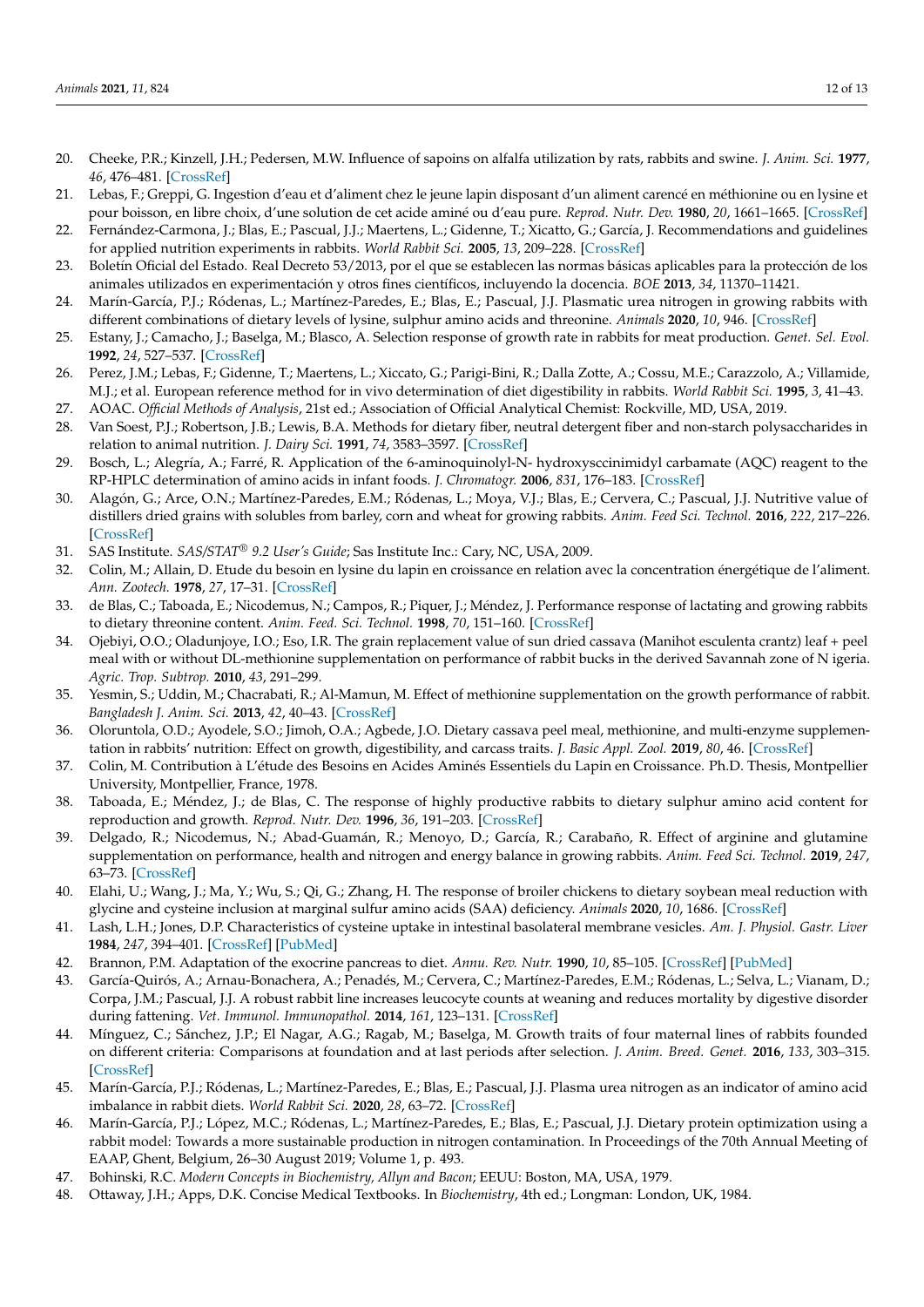20. Cheeke, P.R.; Kinzell, J.H.; Pedersen, M.W. Influence of sapoins on alfalfa utilization by rats, rabbits and swine. *J. Anim. Sci.* **1977**, *46*, 476–481. [CrossRef]
21. Lebas, F.; Greppi, G. Ingestion d'eau et d'aliment chez le jeune lapin disposant d'un aliment carencé en méthionine ou en lysine et pour boisson, en libre choix, d'une solution de cet acide aminé ou d'eau pure. *Reprod. Nutr. Dev.* **1980**, *20*, 1661–1665. [CrossRef]
22. Fernández-Carmona, J.; Blas, E.; Pascual, J.J.; Maertens, L.; Gidenne, T.; Xicatto, G.; García, J. Recommendations and guidelines for applied nutrition experiments in rabbits. *World Rabbit Sci.* **2005**, *13*, 209–228. [CrossRef]
23. Boletín Oficial del Estado. Real Decreto 53/2013, por el que se establecen las normas básicas aplicables para la protección de los animales utilizados en experimentación y otros fines científicos, incluyendo la docencia. *BOE* **2013**, *34*, 11370–11421.
24. Marín-García, P.J.; Ródenas, L.; Martínez-Paredes, E.; Blas, E.; Pascual, J.J. Plasmatic urea nitrogen in growing rabbits with different combinations of dietary levels of lysine, sulphur amino acids and threonine. *Animals* **2020**, *10*, 946. [CrossRef]
25. Estany, J.; Camacho, J.; Baselga, M.; Blasco, A. Selection response of growth rate in rabbits for meat production. *Genet. Sel. Evol.* **1992**, *24*, 527–537. [CrossRef]
26. Perez, J.M.; Lebas, F.; Gidenne, T.; Maertens, L.; Xiccato, G.; Parigi-Bini, R.; Dalla Zotte, A.; Cossu, M.E.; Carazzolo, A.; Villamide, M.J.; et al. European reference method for in vivo determination of diet digestibility in rabbits. *World Rabbit Sci.* **1995**, *3*, 41–43.
27. AOAC. *Official Methods of Analysis*, 21st ed.; Association of Official Analytical Chemist: Rockville, MD, USA, 2019.
28. Van Soest, P.J.; Robertson, J.B.; Lewis, B.A. Methods for dietary fiber, neutral detergent fiber and non-starch polysaccharides in relation to animal nutrition. *J. Dairy Sci.* **1991**, *74*, 3583–3597. [CrossRef]
29. Bosch, L.; Alegría, A.; Farré, R. Application of the 6-aminoquinolyl-N- hydroxysccinimidyl carbamate (AQC) reagent to the RP-HPLC determination of amino acids in infant foods. *J. Chromatogr.* **2006**, *831*, 176–183. [CrossRef]
30. Alagón, G.; Arce, O.N.; Martínez-Paredes, E.M.; Ródenas, L.; Moya, V.J.; Blas, E.; Cervera, C.; Pascual, J.J. Nutritive value of distillers dried grains with solubles from barley, corn and wheat for growing rabbits. *Anim. Feed Sci. Technol.* **2016**, *222*, 217–226. [CrossRef]
31. SAS Institute. *SAS/STAT® 9.2 User's Guide*; Sas Institute Inc.: Cary, NC, USA, 2009.
32. Colin, M.; Allain, D. Etude du besoin en lysine du lapin en croissance en relation avec la concentration énergétique de l'aliment. *Ann. Zootech.* **1978**, *27*, 17–31. [CrossRef]
33. de Blas, C.; Taboada, E.; Nicodemus, N.; Campos, R.; Piquer, J.; Méndez, J. Performance response of lactating and growing rabbits to dietary threonine content. *Anim. Feed. Sci. Technol.* **1998**, *70*, 151–160. [CrossRef]
34. Ojebiyi, O.O.; Oladunjoye, I.O.; Eso, I.R. The grain replacement value of sun dried cassava (Manihot esculenta crantz) leaf + peel meal with or without DL-methionine supplementation on performance of rabbit bucks in the derived Savannah zone of N igeria. *Agric. Trop. Subtrop.* **2010**, *43*, 291–299.
35. Yesmin, S.; Uddin, M.; Chacrabati, R.; Al-Mamun, M. Effect of methionine supplementation on the growth performance of rabbit. *Bangladesh J. Anim. Sci.* **2013**, *42*, 40–43. [CrossRef]
36. Oloruntola, O.D.; Ayodele, S.O.; Jimoh, O.A.; Agbede, J.O. Dietary cassava peel meal, methionine, and multi-enzyme supplementation in rabbits' nutrition: Effect on growth, digestibility, and carcass traits. *J. Basic Appl. Zool.* **2019**, *80*, 46. [CrossRef]
37. Colin, M. Contribution à L'étude des Besoins en Acides Aminés Essentiels du Lapin en Croissance. Ph.D. Thesis, Montpellier University, Montpellier, France, 1978.
38. Taboada, E.; Méndez, J.; de Blas, C. The response of highly productive rabbits to dietary sulphur amino acid content for reproduction and growth. *Reprod. Nutr. Dev.* **1996**, *36*, 191–203. [CrossRef]
39. Delgado, R.; Nicodemus, N.; Abad-Guamán, R.; Menoyo, D.; García, R.; Carabaño, R. Effect of arginine and glutamine supplementation on performance, health and nitrogen and energy balance in growing rabbits. *Anim. Feed Sci. Technol.* **2019**, *247*, 63–73. [CrossRef]
40. Elahi, U.; Wang, J.; Ma, Y.; Wu, S.; Qi, G.; Zhang, H. The response of broiler chickens to dietary soybean meal reduction with glycine and cysteine inclusion at marginal sulfur amino acids (SAA) deficiency. *Animals* **2020**, *10*, 1686. [CrossRef]
41. Lash, L.H.; Jones, D.P. Characteristics of cysteine uptake in intestinal basolateral membrane vesicles. *Am. J. Physiol. Gastr. Liver* **1984**, *247*, 394–401. [CrossRef] [PubMed]
42. Brannon, P.M. Adaptation of the exocrine pancreas to diet. *Annu. Rev. Nutr.* **1990**, *10*, 85–105. [CrossRef] [PubMed]
43. García-Quirós, A.; Arnau-Bonachera, A.; Penadés, M.; Cervera, C.; Martínez-Paredes, E.M.; Ródenas, L.; Selva, L.; Vianam, D.; Corpa, J.M.; Pascual, J.J. A robust rabbit line increases leucocyte counts at weaning and reduces mortality by digestive disorder during fattening. *Vet. Immunol. Immunopathol.* **2014**, *161*, 123–131. [CrossRef]
44. Mínguez, C.; Sánchez, J.P.; El Nagar, A.G.; Ragab, M.; Baselga, M. Growth traits of four maternal lines of rabbits founded on different criteria: Comparisons at foundation and at last periods after selection. *J. Anim. Breed. Genet.* **2016**, *133*, 303–315. [CrossRef]
45. Marín-García, P.J.; Ródenas, L.; Martínez-Paredes, E.; Blas, E.; Pascual, J.J. Plasma urea nitrogen as an indicator of amino acid imbalance in rabbit diets. *World Rabbit Sci.* **2020**, *28*, 63–72. [CrossRef]
46. Marín-García, P.J.; López, M.C.; Ródenas, L.; Martínez-Paredes, E.; Blas, E.; Pascual, J.J. Dietary protein optimization using a rabbit model: Towards a more sustainable production in nitrogen contamination. In Proceedings of the 70th Annual Meeting of EAAP, Ghent, Belgium, 26–30 August 2019; Volume 1, p. 493.
47. Bohinski, R.C. *Modern Concepts in Biochemistry, Allyn and Bacon*; EEUU: Boston, MA, USA, 1979.
48. Ottaway, J.H.; Apps, D.K. Concise Medical Textbooks. In *Biochemistry*, 4th ed.; Longman: London, UK, 1984.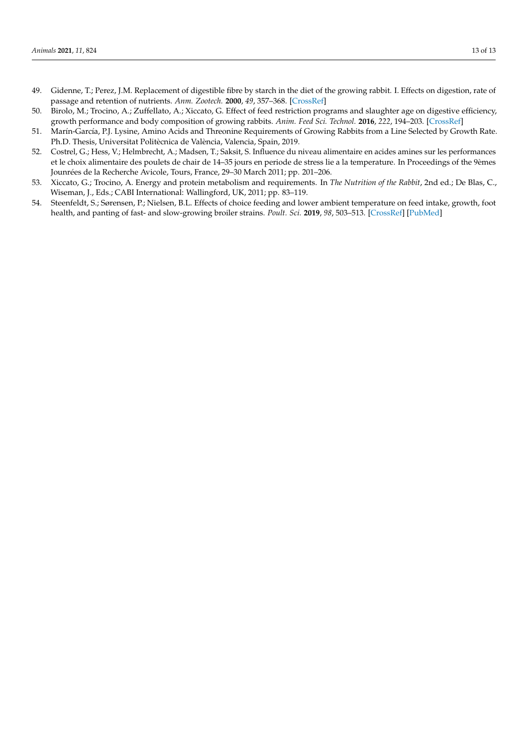49. Gidenne, T.; Perez, J.M. Replacement of digestible fibre by starch in the diet of the growing rabbit. I. Effects on digestion, rate of passage and retention of nutrients. *Anm. Zootech.* **2000**, *49*, 357–368. [CrossRef]
50. Birolo, M.; Trocino, A.; Zuffellato, A.; Xiccato, G. Effect of feed restriction programs and slaughter age on digestive efficiency, growth performance and body composition of growing rabbits. *Anim. Feed Sci. Technol.* **2016**, *222*, 194–203. [CrossRef]
51. Marín-García, P.J. Lysine, Amino Acids and Threonine Requirements of Growing Rabbits from a Line Selected by Growth Rate. Ph.D. Thesis, Universitat Politècnica de València, Valencia, Spain, 2019.
52. Costrel, G.; Hess, V.; Helmbrecht, A.; Madsen, T.; Saksit, S. Influence du niveau alimentaire en acides amines sur les performances et le choix alimentaire des poulets de chair de 14–35 jours en periode de stress lie a la temperature. In Proceedings of the 9èmes Jounrées de la Recherche Avicole, Tours, France, 29–30 March 2011; pp. 201–206.
53. Xiccato, G.; Trocino, A. Energy and protein metabolism and requirements. In *The Nutrition of the Rabbit*, 2nd ed.; De Blas, C., Wiseman, J., Eds.; CABI International: Wallingford, UK, 2011; pp. 83–119.
54. Steenfeldt, S.; Sørensen, P.; Nielsen, B.L. Effects of choice feeding and lower ambient temperature on feed intake, growth, foot health, and panting of fast- and slow-growing broiler strains. *Poult. Sci.* **2019**, *98*, 503–513. [CrossRef] [PubMed]